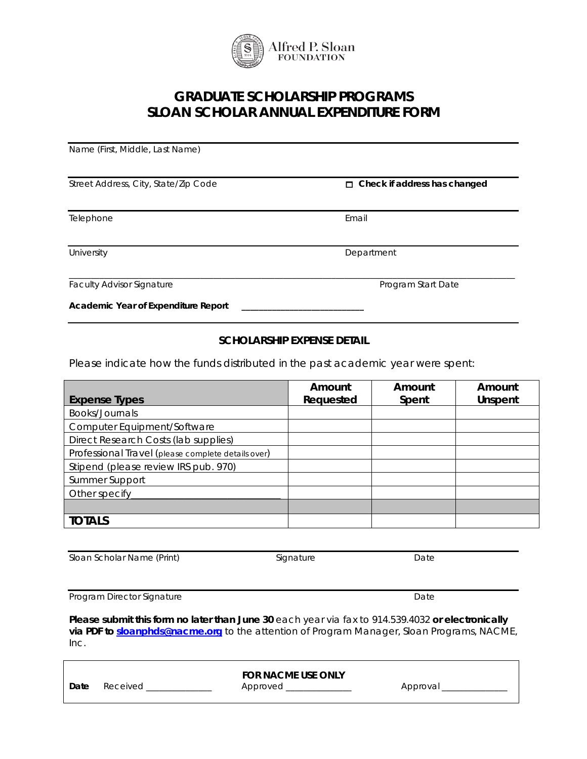Alfred P. Sloan FOUNDATION

# GRADUATE SCHOLARSHIP PROGRAMS
# SLOAN SCHOLAR ANNUAL EXPENDITURE FORM

Name (First, Middle, Last Name)

Street Address, City, State/Zip Code ☐ **Check if address has changed**

Telephone Email

University Department

Faculty Advisor Signature Program Start Date

**Academic Year of Expenditure Report** ___________________________

**SCHOLARSHIP EXPENSE DETAIL**

Please indicate how the funds distributed in the past academic year were spent:

| Expense Types | Amount Requested | Amount Spent | Amount Unspent |
|---|---|---|---|
| Books/Journals | | | |
| Computer Equipment/Software | | | |
| Direct Research Costs (lab supplies) | | | |
| Professional Travel (please complete details over) | | | |
| Stipend (please review IRS pub. 970) | | | |
| Summer Support | | | |
| Other specify_______________________________ | | | |
| | | | |
| **TOTALS** | | | |

Sloan Scholar Name (Print) Signature Date

Program Director Signature Date

**Please submit this form no later than June 30** each year via fax to 914.539.4032 **or electronically via PDF to sloanphds@nacme.org** to the attention of Program Manager, Sloan Programs, NACME, Inc.

**FOR NACME USE ONLY**

**Date** Received _______________ Approved _______________ Approval _______________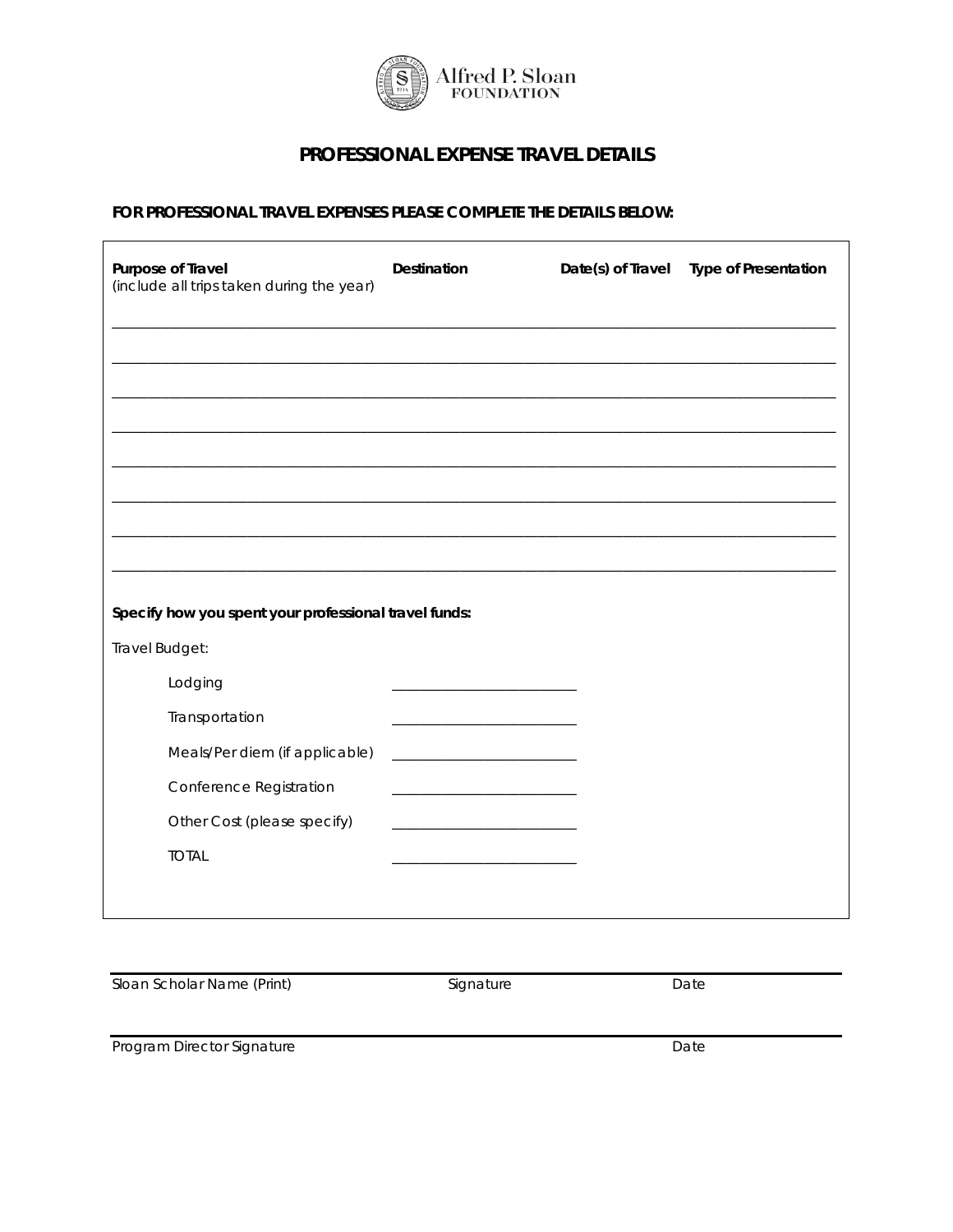Alfred P. Sloan FOUNDATION

# PROFESSIONAL EXPENSE TRAVEL DETAILS

**FOR PROFESSIONAL TRAVEL EXPENSES PLEASE COMPLETE THE DETAILS BELOW:**

| **Purpose of Travel** (include all trips taken during the year) | **Destination** | **Date(s) of Travel** | **Type of Presentation** |
|---|---|---|---|
| | | | |
| | | | |
| | | | |
| | | | |
| | | | |
| | | | |
| | | | |
| | | | |

**Specify how you spent your professional travel funds:**

Travel Budget:

| | |
|---|---|
| Lodging | ______________________ |
| Transportation | ______________________ |
| Meals/Per diem (if applicable) | ______________________ |
| Conference Registration | ______________________ |
| Other Cost (please specify) | ______________________ |
| TOTAL | ______________________ |

______________________________________________________________

Sloan Scholar Name (Print) Signature Date

______________________________________________________________

Program Director Signature Date